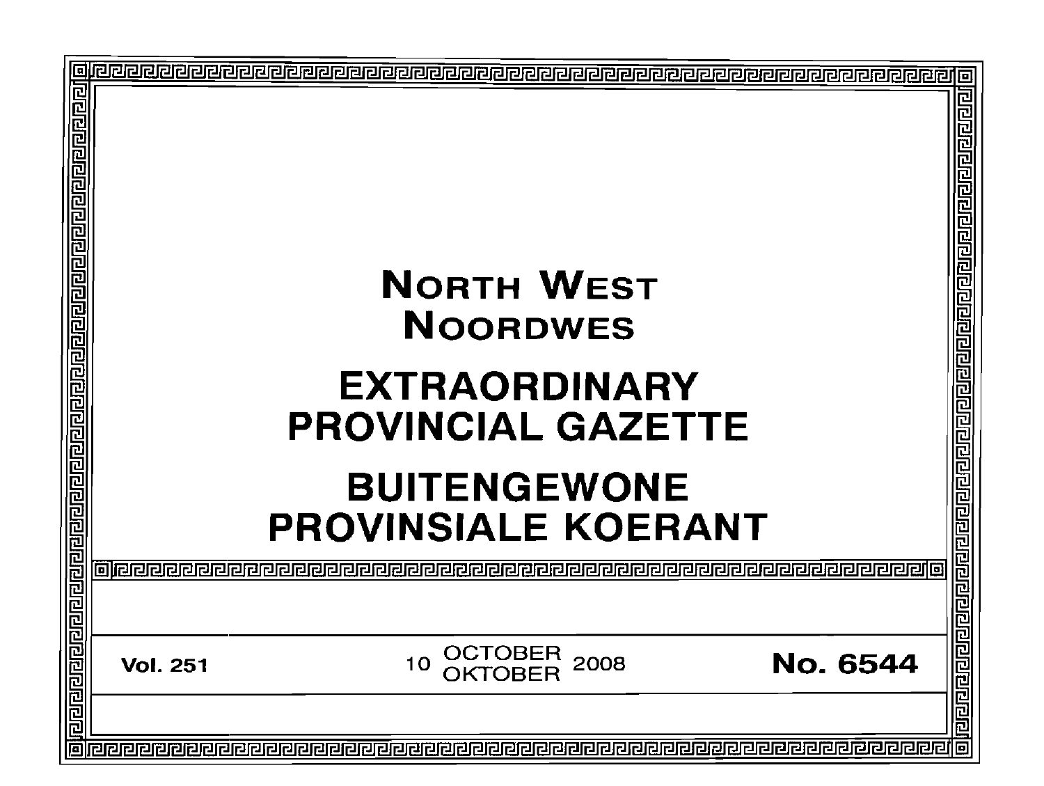# NORTH WEST
# NOORDWES

# EXTRAORDINARY PROVINCIAL GAZETTE

# BUITENGEWONE PROVINSIALE KOERANT

**Vol. 251** 10 OCTOBER / OKTOBER 2008 **No. 6544**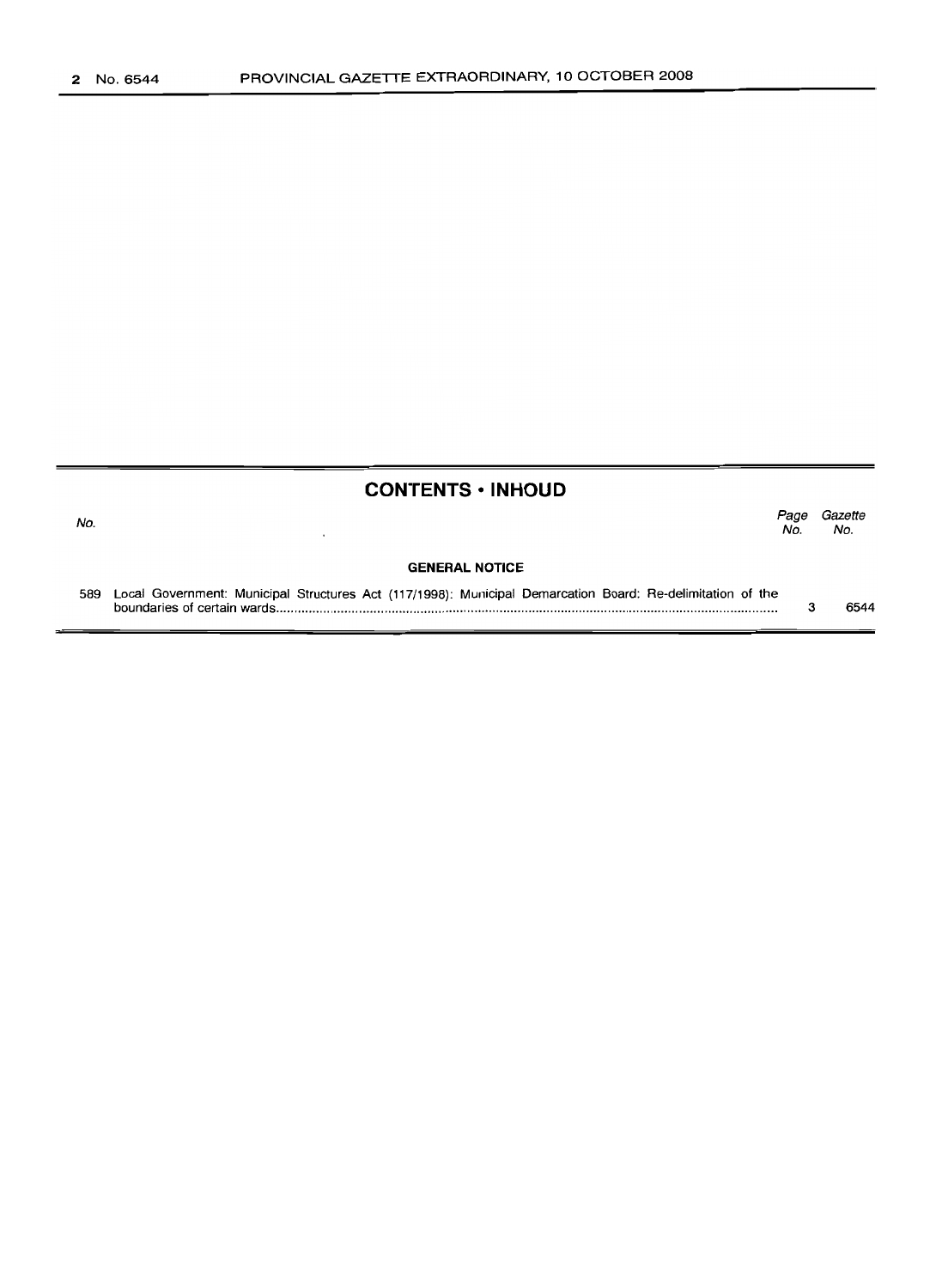## CONTENTS • INHOUD

| No. | | Page No. | Gazette No. |
|---|---|---|---|
| | **GENERAL NOTICE** | | |
| 589 | Local Government: Municipal Structures Act (117/1998): Municipal Demarcation Board: Re-delimitation of the boundaries of certain wards | 3 | 6544 |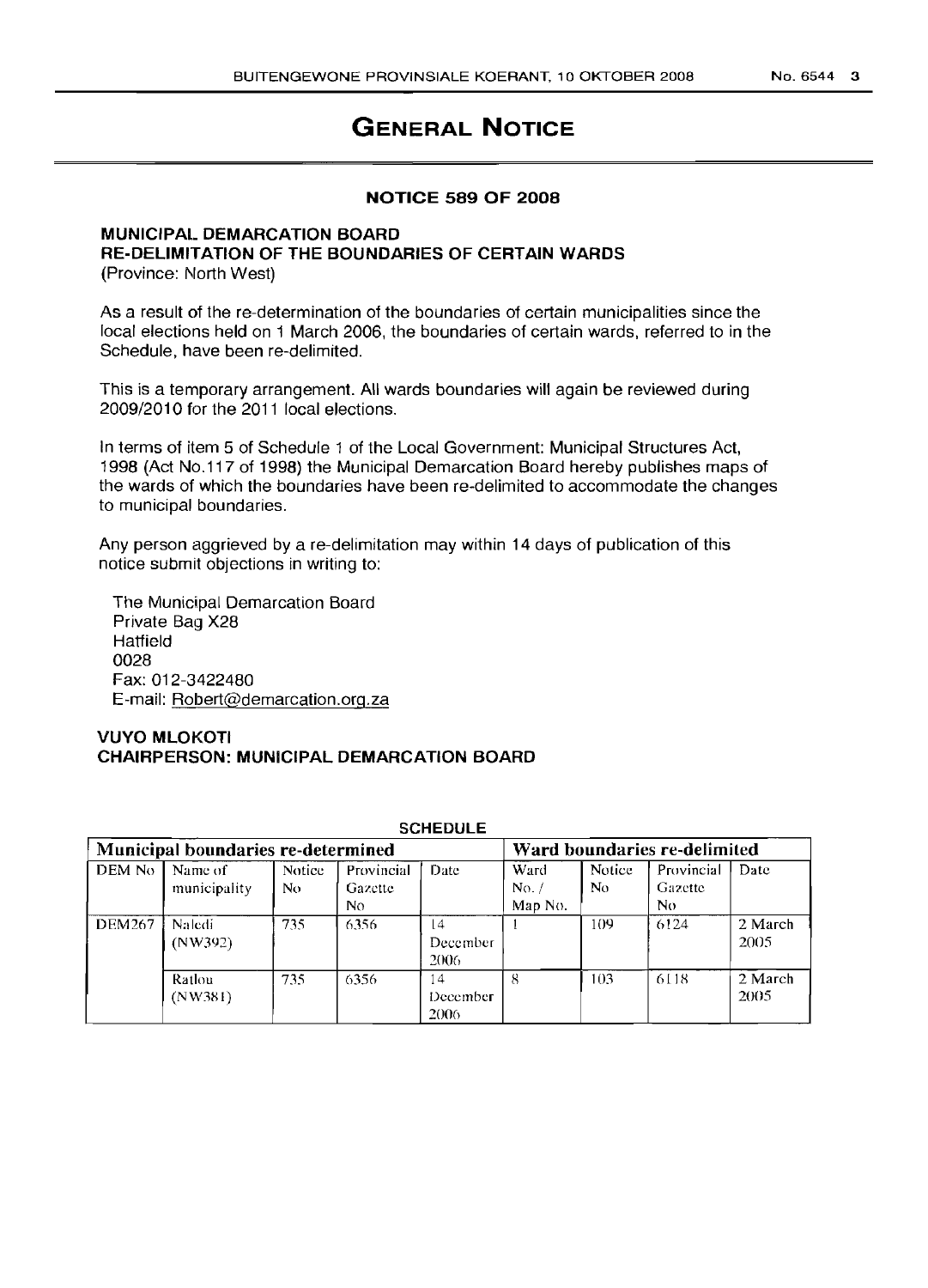# GENERAL NOTICE

**NOTICE 589 OF 2008**

**MUNICIPAL DEMARCATION BOARD**
**RE-DELIMITATION OF THE BOUNDARIES OF CERTAIN WARDS**
(Province: North West)

As a result of the re-determination of the boundaries of certain municipalities since the local elections held on 1 March 2006, the boundaries of certain wards, referred to in the Schedule, have been re-delimited.

This is a temporary arrangement. All wards boundaries will again be reviewed during 2009/2010 for the 2011 local elections.

In terms of item 5 of Schedule 1 of the Local Government: Municipal Structures Act, 1998 (Act No.117 of 1998) the Municipal Demarcation Board hereby publishes maps of the wards of which the boundaries have been re-delimited to accommodate the changes to municipal boundaries.

Any person aggrieved by a re-delimitation may within 14 days of publication of this notice submit objections in writing to:

The Municipal Demarcation Board
Private Bag X28
Hatfield
0028
Fax: 012-3422480
E-mail: Robert@demarcation.org.za

**VUYO MLOKOTI**
**CHAIRPERSON: MUNICIPAL DEMARCATION BOARD**

**SCHEDULE**

| Municipal boundaries re-determined | | | | | Ward boundaries re-delimited | | | |
|---|---|---|---|---|---|---|---|---|
| DEM No | Name of municipality | Notice No | Provincial Gazette No | Date | Ward No. / Map No. | Notice No | Provincial Gazette No | Date |
| DEM267 | Naledi (NW392) | 735 | 6356 | 14 December 2006 | 1 | 109 | 6124 | 2 March 2005 |
| | Ratlou (NW381) | 735 | 6356 | 14 December 2006 | 8 | 103 | 6118 | 2 March 2005 |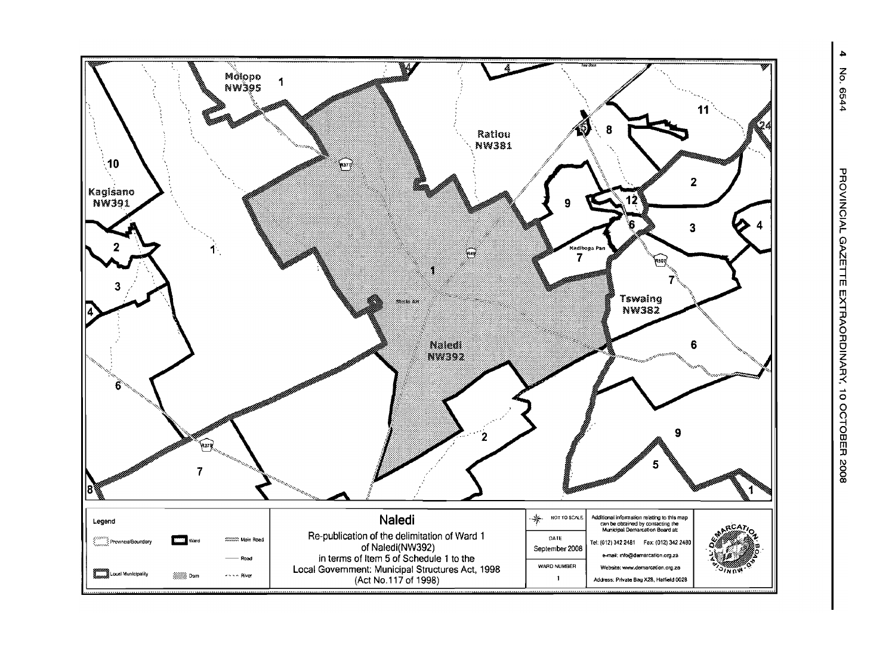Molopo
NW395

Ratlou
NW381

Kagisano
NW391

Naledi
NW392

Tswaing
NW382

Madiboga Pan

Stella AH

| Legend | | |
|---|---|---|
| Provincial Boundary | Ward | Main Road |
| | | Road |
| Local Municipality | Dam | River |

## Naledi

Re-publication of the delimitation of Ward 1
of Naledi(NW392)
in terms of Item 5 of Schedule 1 to the
Local Government: Municipal Structures Act, 1998
(Act No.117 of 1998)

NOT TO SCALE

DATE
September 2008

WARD NUMBER
1

Additional information relating to this map can be obtained by contacting the Municipal Demarcation Board at:

Tel: (012) 342 2481 Fax: (012) 342 2480

e-mail: info@demarcation.org.za

Website: www.demarcation.org.za

Address: Private Bag X28, Hatfield 0028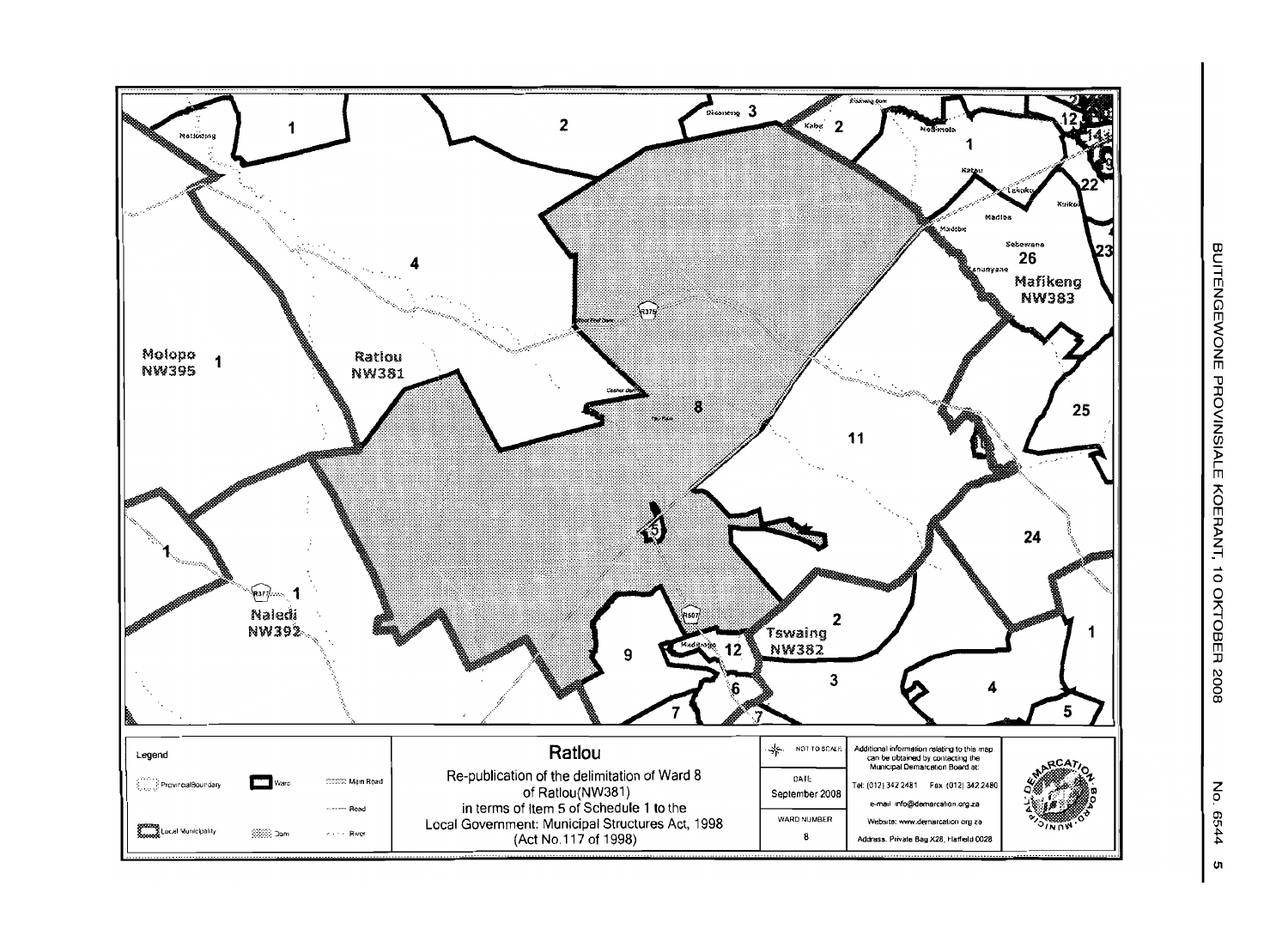Molopo NW395

Ratlou NW381

Naledi NW392

Tswaing NW382

Mafikeng NW383

Legend

Provincial Boundary

Ward

Main Road

Road

Local Municipality

Dam

River

## Ratlou

Re-publication of the delimitation of Ward 8 of Ratlou(NW381) in terms of Item 5 of Schedule 1 to the Local Government: Municipal Structures Act, 1998 (Act No.117 of 1998)

NOT TO SCALE

DATE: September 2008

WARD NUMBER 8

Additional information relating to this map can be obtained by contacting the Municipal Demarcation Board at:

Tel: (012) 342 2481 Fax: (012) 342 2480

e-mail: info@demarcation.org.za

Website: www.demarcation.org.za

Address: Private Bag X28, Hatfield 0028